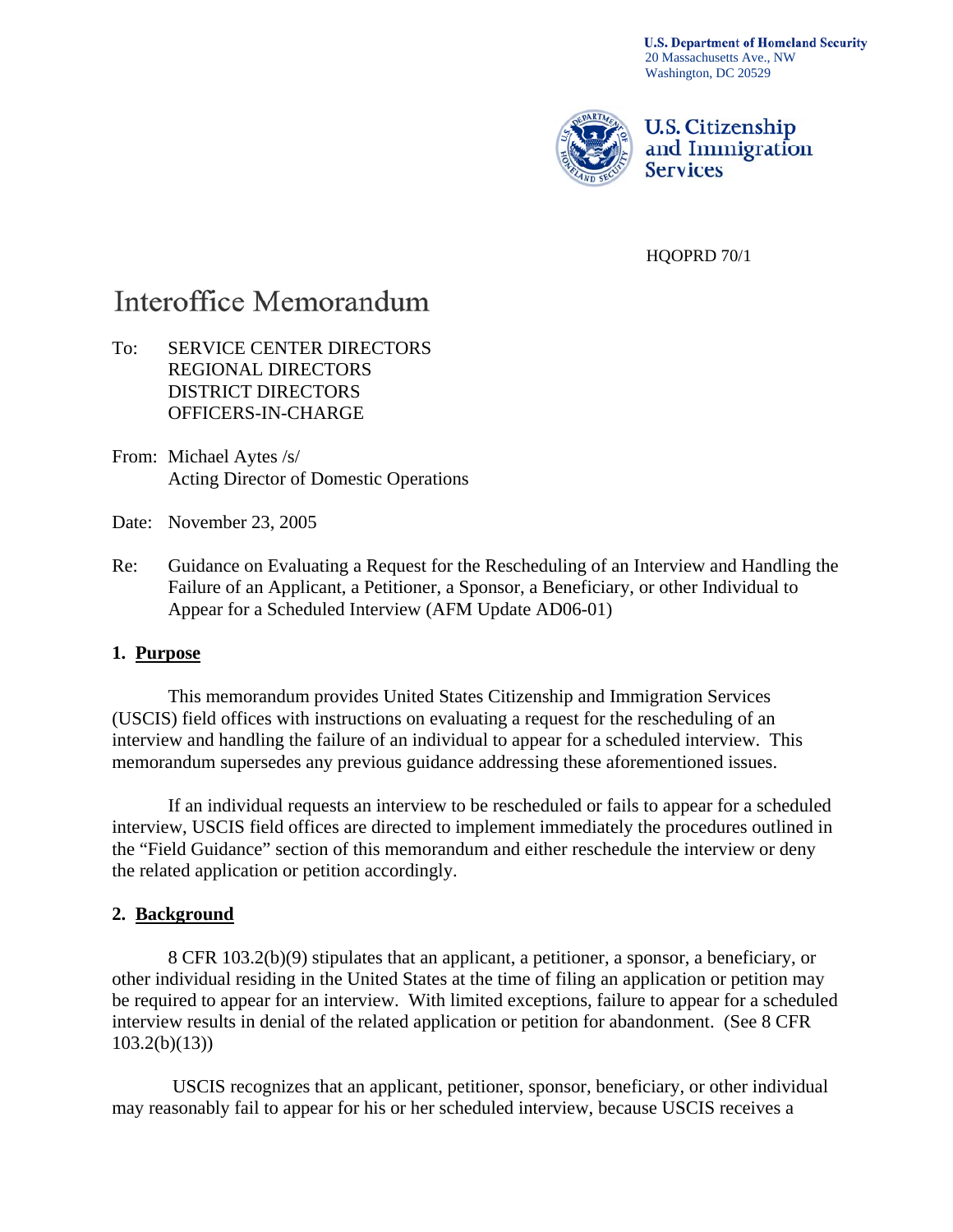**U.S. Department of Homeland Security**
20 Massachusetts Ave., NW
Washington, DC 20529

**U.S. Citizenship and Immigration Services**

HQOPRD 70/1

# Interoffice Memorandum

To: SERVICE CENTER DIRECTORS
REGIONAL DIRECTORS
DISTRICT DIRECTORS
OFFICERS-IN-CHARGE

From: Michael Aytes /s/
Acting Director of Domestic Operations

Date: November 23, 2005

Re: Guidance on Evaluating a Request for the Rescheduling of an Interview and Handling the Failure of an Applicant, a Petitioner, a Sponsor, a Beneficiary, or other Individual to Appear for a Scheduled Interview (AFM Update AD06-01)

## 1. Purpose

This memorandum provides United States Citizenship and Immigration Services (USCIS) field offices with instructions on evaluating a request for the rescheduling of an interview and handling the failure of an individual to appear for a scheduled interview. This memorandum supersedes any previous guidance addressing these aforementioned issues.

If an individual requests an interview to be rescheduled or fails to appear for a scheduled interview, USCIS field offices are directed to implement immediately the procedures outlined in the "Field Guidance" section of this memorandum and either reschedule the interview or deny the related application or petition accordingly.

## 2. Background

8 CFR 103.2(b)(9) stipulates that an applicant, a petitioner, a sponsor, a beneficiary, or other individual residing in the United States at the time of filing an application or petition may be required to appear for an interview. With limited exceptions, failure to appear for a scheduled interview results in denial of the related application or petition for abandonment. (See 8 CFR 103.2(b)(13))

USCIS recognizes that an applicant, petitioner, sponsor, beneficiary, or other individual may reasonably fail to appear for his or her scheduled interview, because USCIS receives a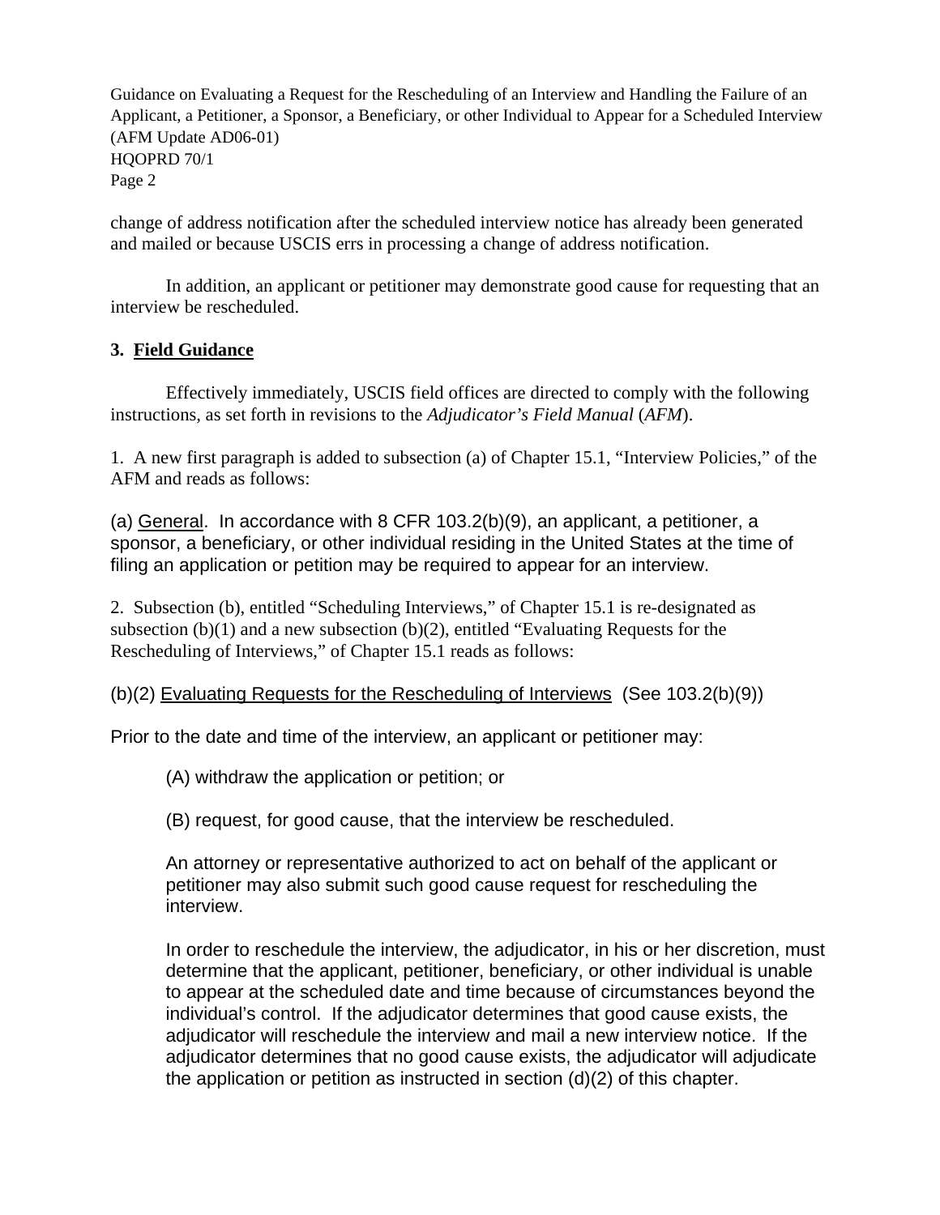change of address notification after the scheduled interview notice has already been generated and mailed or because USCIS errs in processing a change of address notification.

In addition, an applicant or petitioner may demonstrate good cause for requesting that an interview be rescheduled.

### 3. Field Guidance

Effectively immediately, USCIS field offices are directed to comply with the following instructions, as set forth in revisions to the *Adjudicator's Field Manual* (*AFM*).

1. A new first paragraph is added to subsection (a) of Chapter 15.1, "Interview Policies," of the AFM and reads as follows:

(a) General. In accordance with 8 CFR 103.2(b)(9), an applicant, a petitioner, a sponsor, a beneficiary, or other individual residing in the United States at the time of filing an application or petition may be required to appear for an interview.

2. Subsection (b), entitled "Scheduling Interviews," of Chapter 15.1 is re-designated as subsection (b)(1) and a new subsection (b)(2), entitled "Evaluating Requests for the Rescheduling of Interviews," of Chapter 15.1 reads as follows:

(b)(2) Evaluating Requests for the Rescheduling of Interviews (See 103.2(b)(9))

Prior to the date and time of the interview, an applicant or petitioner may:

(A) withdraw the application or petition; or

(B) request, for good cause, that the interview be rescheduled.

An attorney or representative authorized to act on behalf of the applicant or petitioner may also submit such good cause request for rescheduling the interview.

In order to reschedule the interview, the adjudicator, in his or her discretion, must determine that the applicant, petitioner, beneficiary, or other individual is unable to appear at the scheduled date and time because of circumstances beyond the individual's control. If the adjudicator determines that good cause exists, the adjudicator will reschedule the interview and mail a new interview notice. If the adjudicator determines that no good cause exists, the adjudicator will adjudicate the application or petition as instructed in section (d)(2) of this chapter.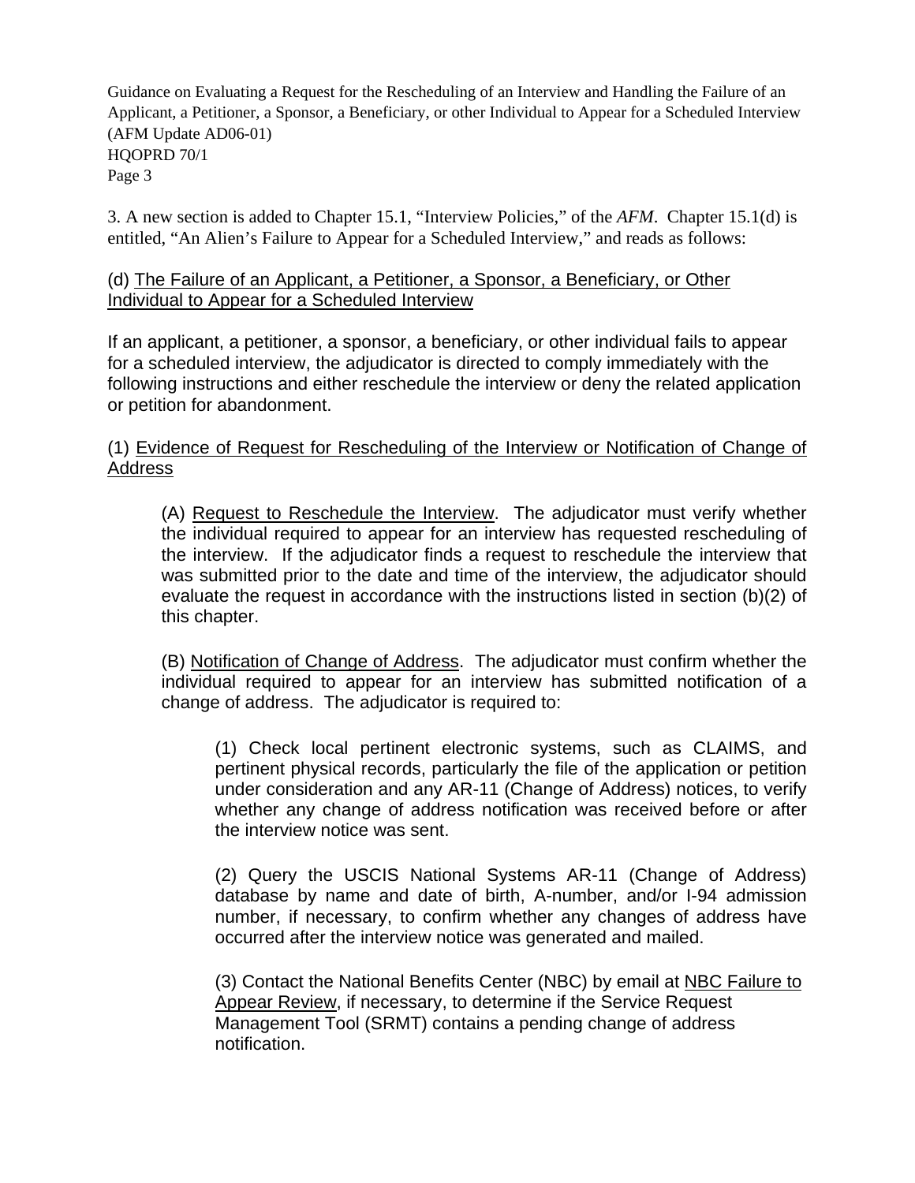3. A new section is added to Chapter 15.1, "Interview Policies," of the *AFM*. Chapter 15.1(d) is entitled, "An Alien's Failure to Appear for a Scheduled Interview," and reads as follows:

(d) <u>The Failure of an Applicant, a Petitioner, a Sponsor, a Beneficiary, or Other Individual to Appear for a Scheduled Interview</u>

If an applicant, a petitioner, a sponsor, a beneficiary, or other individual fails to appear for a scheduled interview, the adjudicator is directed to comply immediately with the following instructions and either reschedule the interview or deny the related application or petition for abandonment.

(1) <u>Evidence of Request for Rescheduling of the Interview or Notification of Change of Address</u>

> (A) <u>Request to Reschedule the Interview</u>. The adjudicator must verify whether the individual required to appear for an interview has requested rescheduling of the interview. If the adjudicator finds a request to reschedule the interview that was submitted prior to the date and time of the interview, the adjudicator should evaluate the request in accordance with the instructions listed in section (b)(2) of this chapter.
>
> (B) <u>Notification of Change of Address</u>. The adjudicator must confirm whether the individual required to appear for an interview has submitted notification of a change of address. The adjudicator is required to:
>
> > (1) Check local pertinent electronic systems, such as CLAIMS, and pertinent physical records, particularly the file of the application or petition under consideration and any AR-11 (Change of Address) notices, to verify whether any change of address notification was received before or after the interview notice was sent.
> >
> > (2) Query the USCIS National Systems AR-11 (Change of Address) database by name and date of birth, A-number, and/or I-94 admission number, if necessary, to confirm whether any changes of address have occurred after the interview notice was generated and mailed.
> >
> > (3) Contact the National Benefits Center (NBC) by email at <u>NBC Failure to Appear Review</u>, if necessary, to determine if the Service Request Management Tool (SRMT) contains a pending change of address notification.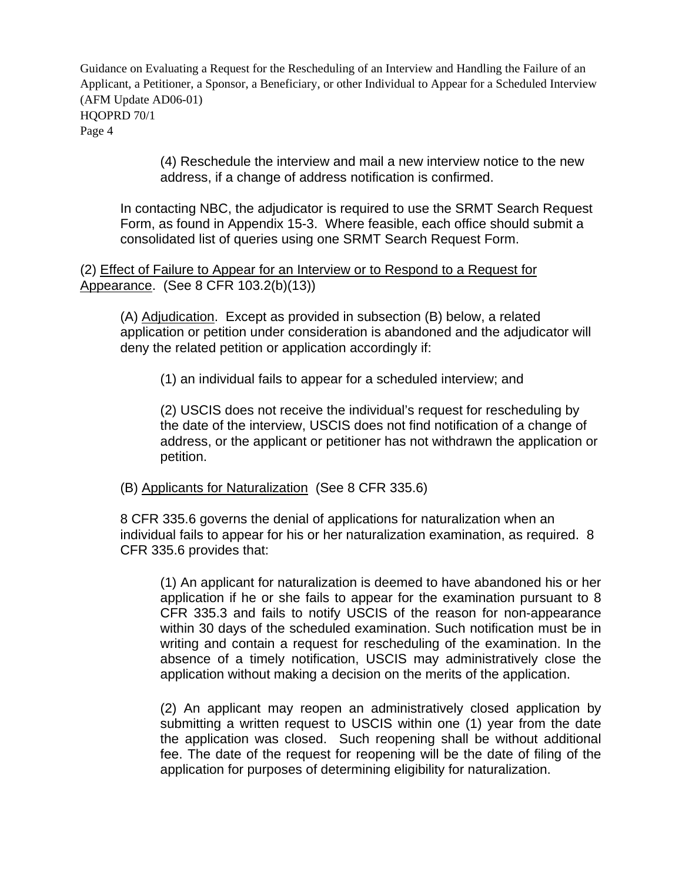(4) Reschedule the interview and mail a new interview notice to the new address, if a change of address notification is confirmed.

In contacting NBC, the adjudicator is required to use the SRMT Search Request Form, as found in Appendix 15-3. Where feasible, each office should submit a consolidated list of queries using one SRMT Search Request Form.

(2) <u>Effect of Failure to Appear for an Interview or to Respond to a Request for Appearance</u>. (See 8 CFR 103.2(b)(13))

(A) <u>Adjudication</u>. Except as provided in subsection (B) below, a related application or petition under consideration is abandoned and the adjudicator will deny the related petition or application accordingly if:

(1) an individual fails to appear for a scheduled interview; and

(2) USCIS does not receive the individual's request for rescheduling by the date of the interview, USCIS does not find notification of a change of address, or the applicant or petitioner has not withdrawn the application or petition.

(B) <u>Applicants for Naturalization</u> (See 8 CFR 335.6)

8 CFR 335.6 governs the denial of applications for naturalization when an individual fails to appear for his or her naturalization examination, as required. 8 CFR 335.6 provides that:

(1) An applicant for naturalization is deemed to have abandoned his or her application if he or she fails to appear for the examination pursuant to 8 CFR 335.3 and fails to notify USCIS of the reason for non-appearance within 30 days of the scheduled examination. Such notification must be in writing and contain a request for rescheduling of the examination. In the absence of a timely notification, USCIS may administratively close the application without making a decision on the merits of the application.

(2) An applicant may reopen an administratively closed application by submitting a written request to USCIS within one (1) year from the date the application was closed. Such reopening shall be without additional fee. The date of the request for reopening will be the date of filing of the application for purposes of determining eligibility for naturalization.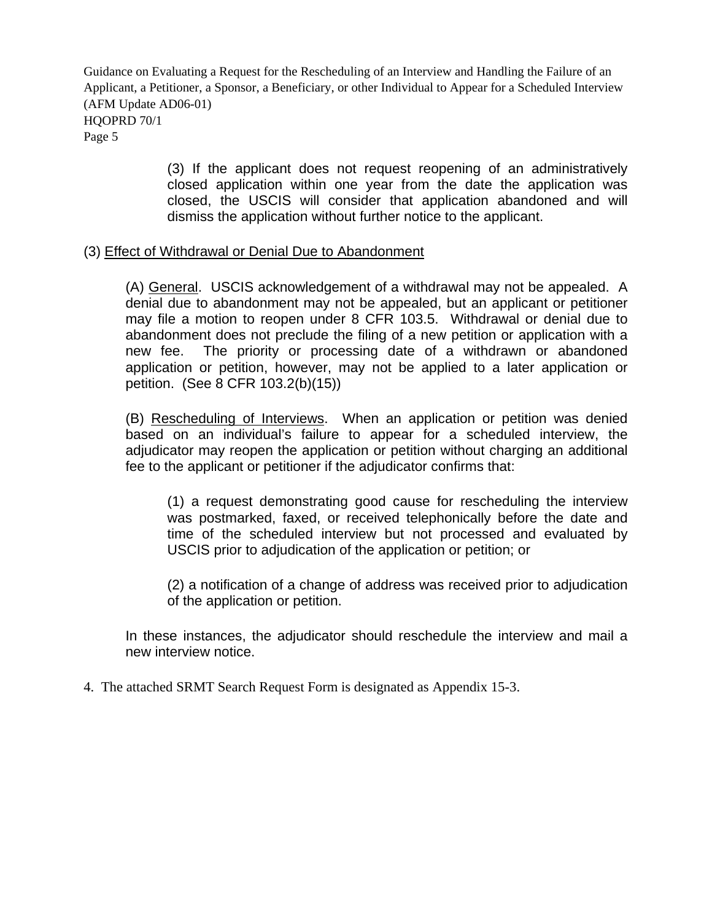(3) If the applicant does not request reopening of an administratively closed application within one year from the date the application was closed, the USCIS will consider that application abandoned and will dismiss the application without further notice to the applicant.

(3) Effect of Withdrawal or Denial Due to Abandonment

(A) General. USCIS acknowledgement of a withdrawal may not be appealed. A denial due to abandonment may not be appealed, but an applicant or petitioner may file a motion to reopen under 8 CFR 103.5. Withdrawal or denial due to abandonment does not preclude the filing of a new petition or application with a new fee. The priority or processing date of a withdrawn or abandoned application or petition, however, may not be applied to a later application or petition. (See 8 CFR 103.2(b)(15))

(B) Rescheduling of Interviews. When an application or petition was denied based on an individual's failure to appear for a scheduled interview, the adjudicator may reopen the application or petition without charging an additional fee to the applicant or petitioner if the adjudicator confirms that:

(1) a request demonstrating good cause for rescheduling the interview was postmarked, faxed, or received telephonically before the date and time of the scheduled interview but not processed and evaluated by USCIS prior to adjudication of the application or petition; or

(2) a notification of a change of address was received prior to adjudication of the application or petition.

In these instances, the adjudicator should reschedule the interview and mail a new interview notice.

4. The attached SRMT Search Request Form is designated as Appendix 15-3.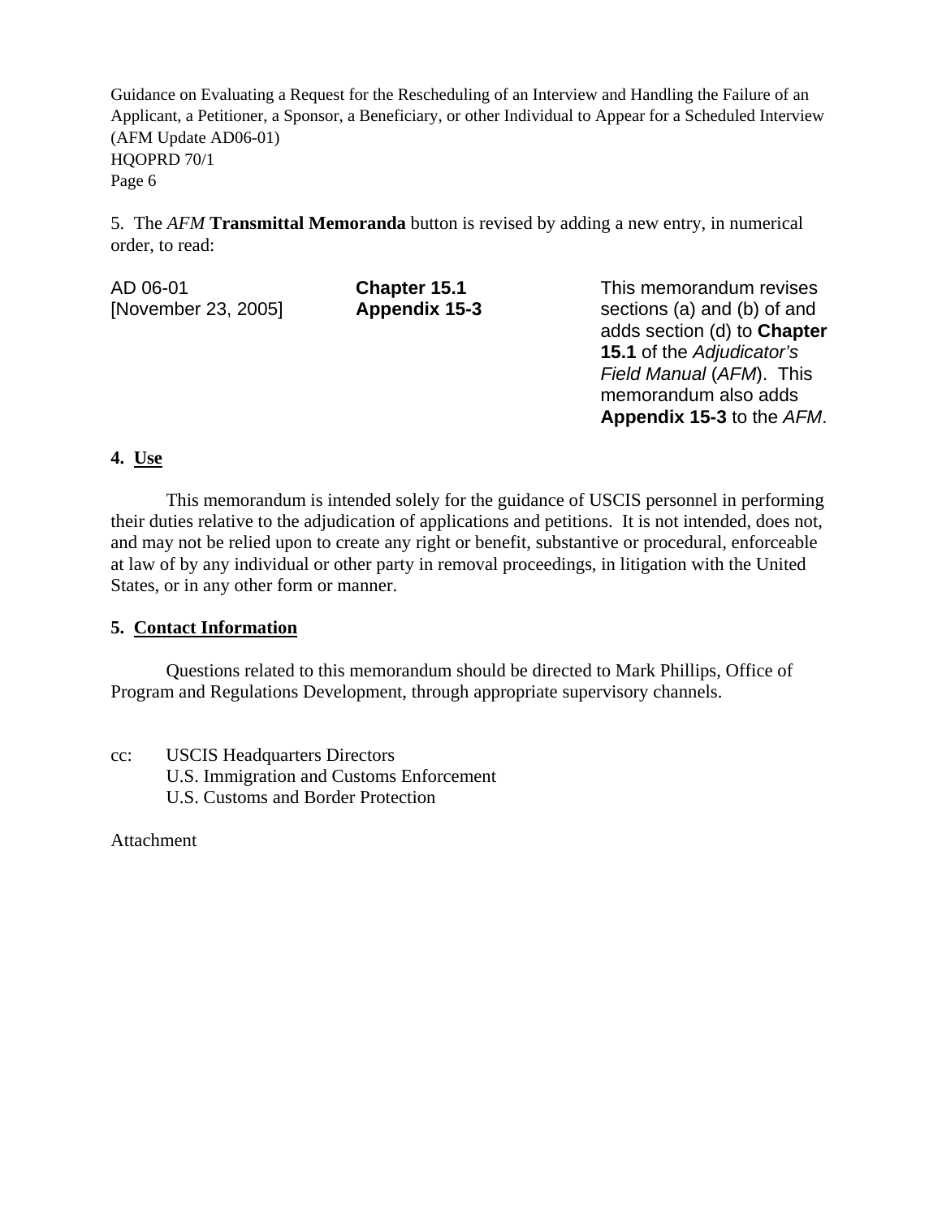5. The *AFM* **Transmittal Memoranda** button is revised by adding a new entry, in numerical order, to read:

| | | |
|---|---|---|
| AD 06-01 [November 23, 2005] | **Chapter 15.1** **Appendix 15-3** | This memorandum revises sections (a) and (b) of and adds section (d) to **Chapter 15.1** of the *Adjudicator's Field Manual* (*AFM*). This memorandum also adds **Appendix 15-3** to the *AFM*. |

**4. Use**

This memorandum is intended solely for the guidance of USCIS personnel in performing their duties relative to the adjudication of applications and petitions. It is not intended, does not, and may not be relied upon to create any right or benefit, substantive or procedural, enforceable at law of by any individual or other party in removal proceedings, in litigation with the United States, or in any other form or manner.

**5. Contact Information**

Questions related to this memorandum should be directed to Mark Phillips, Office of Program and Regulations Development, through appropriate supervisory channels.

cc: USCIS Headquarters Directors
U.S. Immigration and Customs Enforcement
U.S. Customs and Border Protection

Attachment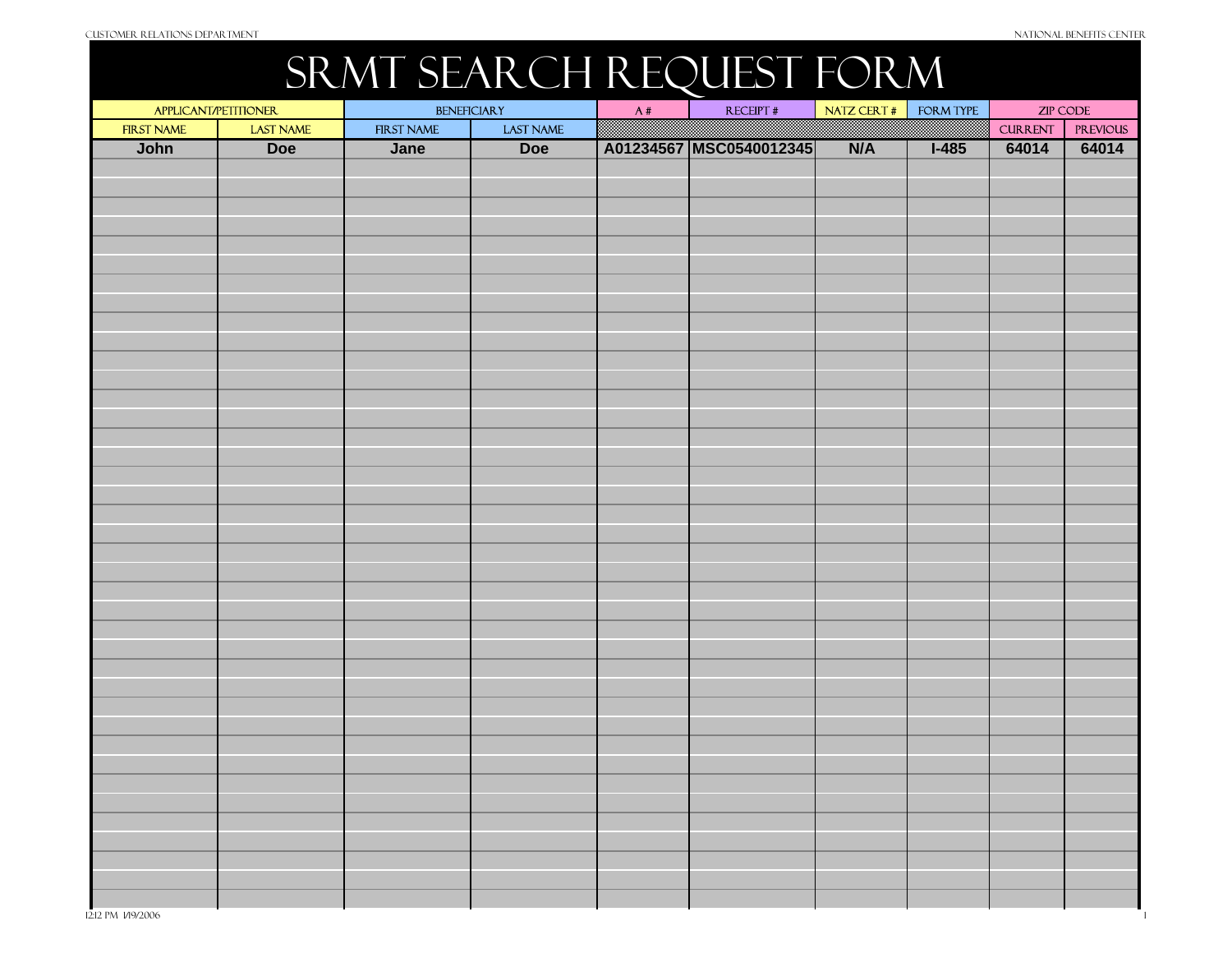# SRMT Search Request Form

| Applicant/Petitioner | | Beneficiary | | A # | Receipt # | NATZ Cert # | Form Type | Zip Code | |
|---|---|---|---|---|---|---|---|---|---|
| First Name | Last Name | First Name | Last Name | | | | | Current | Previous |
| John | Doe | Jane | Doe | A01234567 | MSC0540012345 | N/A | I-485 | 64014 | 64014 |
| | | | | | | | | | |